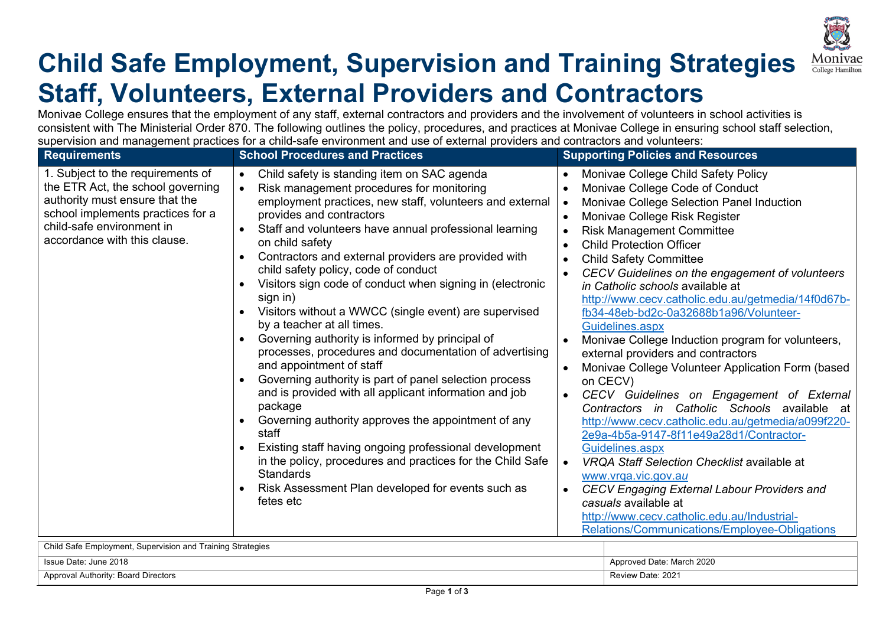# Child Safe Employment, Supervision and Training Strategies
# Staff, Volunteers, External Providers and Contractors

Monivae College ensures that the employment of any staff, external contractors and providers and the involvement of volunteers in school activities is consistent with The Ministerial Order 870. The following outlines the policy, procedures, and practices at Monivae College in ensuring school staff selection, supervision and management practices for a child-safe environment and use of external providers and contractors and volunteers:

| Requirements | School Procedures and Practices | Supporting Policies and Resources |
|---|---|---|
| 1. Subject to the requirements of the ETR Act, the school governing authority must ensure that the school implements practices for a child-safe environment in accordance with this clause. | • Child safety is standing item on SAC agenda<br>• Risk management procedures for monitoring employment practices, new staff, volunteers and external provides and contractors<br>• Staff and volunteers have annual professional learning on child safety<br>• Contractors and external providers are provided with child safety policy, code of conduct<br>• Visitors sign code of conduct when signing in (electronic sign in)<br>• Visitors without a WWCC (single event) are supervised by a teacher at all times.<br>• Governing authority is informed by principal of processes, procedures and documentation of advertising and appointment of staff<br>• Governing authority is part of panel selection process and is provided with all applicant information and job package<br>• Governing authority approves the appointment of any staff<br>• Existing staff having ongoing professional development in the policy, procedures and practices for the Child Safe Standards<br>• Risk Assessment Plan developed for events such as fetes etc | • Monivae College Child Safety Policy<br>• Monivae College Code of Conduct<br>• Monivae College Selection Panel Induction<br>• Monivae College Risk Register<br>• Risk Management Committee<br>• Child Protection Officer<br>• Child Safety Committee<br>• *CECV Guidelines on the engagement of volunteers in Catholic schools* available at http://www.cecv.catholic.edu.au/getmedia/14f0d67b-fb34-48eb-bd2c-0a32688b1a96/Volunteer-Guidelines.aspx<br>• Monivae College Induction program for volunteers, external providers and contractors<br>• Monivae College Volunteer Application Form (based on CECV)<br>• *CECV Guidelines on Engagement of External Contractors in Catholic Schools* available at http://www.cecv.catholic.edu.au/getmedia/a099f220-2e9a-4b5a-9147-8f11e49a28d1/Contractor-Guidelines.aspx<br>• *VRQA Staff Selection Checklist* available at *www.vrqa.vic.gov.au*<br>• *CECV Engaging External Labour Providers and casuals* available at http://www.cecv.catholic.edu.au/Industrial-Relations/Communications/Employee-Obligations |

| Child Safe Employment, Supervision and Training Strategies | |
|---|---|
| Issue Date: June 2018 | Approved Date: March 2020 |
| Approval Authority: Board Directors | Review Date: 2021 |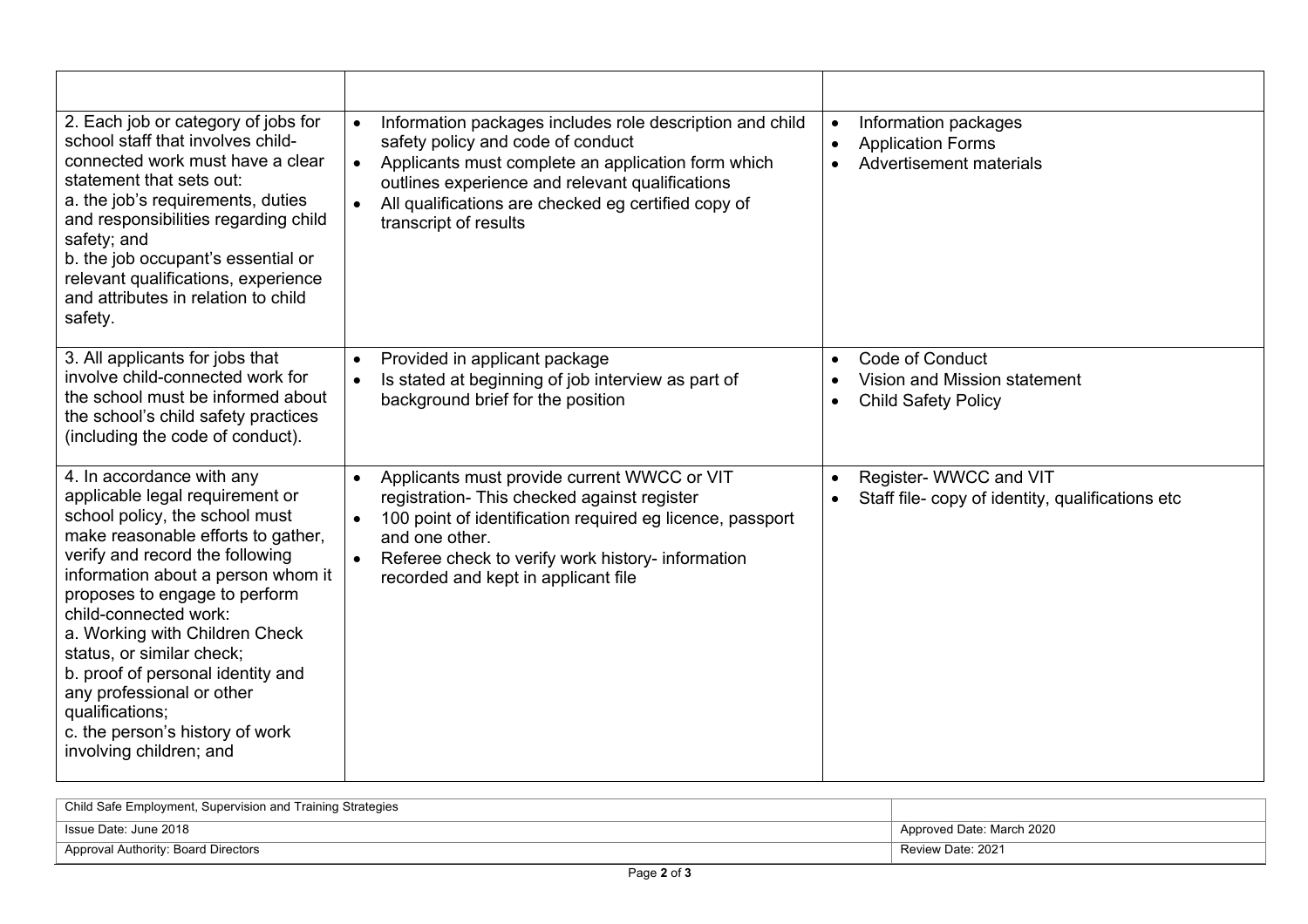| | | |
|---|---|---|
| 2. Each job or category of jobs for school staff that involves child-connected work must have a clear statement that sets out:<br>a. the job's requirements, duties and responsibilities regarding child safety; and<br>b. the job occupant's essential or relevant qualifications, experience and attributes in relation to child safety. | • Information packages includes role description and child safety policy and code of conduct<br>• Applicants must complete an application form which outlines experience and relevant qualifications<br>• All qualifications are checked eg certified copy of transcript of results | • Information packages<br>• Application Forms<br>• Advertisement materials |
| 3. All applicants for jobs that involve child-connected work for the school must be informed about the school's child safety practices (including the code of conduct). | • Provided in applicant package<br>• Is stated at beginning of job interview as part of background brief for the position | • Code of Conduct<br>• Vision and Mission statement<br>• Child Safety Policy |
| 4. In accordance with any applicable legal requirement or school policy, the school must make reasonable efforts to gather, verify and record the following information about a person whom it proposes to engage to perform child-connected work:<br>a. Working with Children Check status, or similar check;<br>b. proof of personal identity and any professional or other qualifications;<br>c. the person's history of work involving children; and | • Applicants must provide current WWCC or VIT registration- This checked against register<br>• 100 point of identification required eg licence, passport and one other.<br>• Referee check to verify work history- information recorded and kept in applicant file | • Register- WWCC and VIT<br>• Staff file- copy of identity, qualifications etc |

| Child Safe Employment, Supervision and Training Strategies | |
|---|---|
| Issue Date: June 2018 | Approved Date: March 2020 |
| Approval Authority: Board Directors | Review Date: 2021 |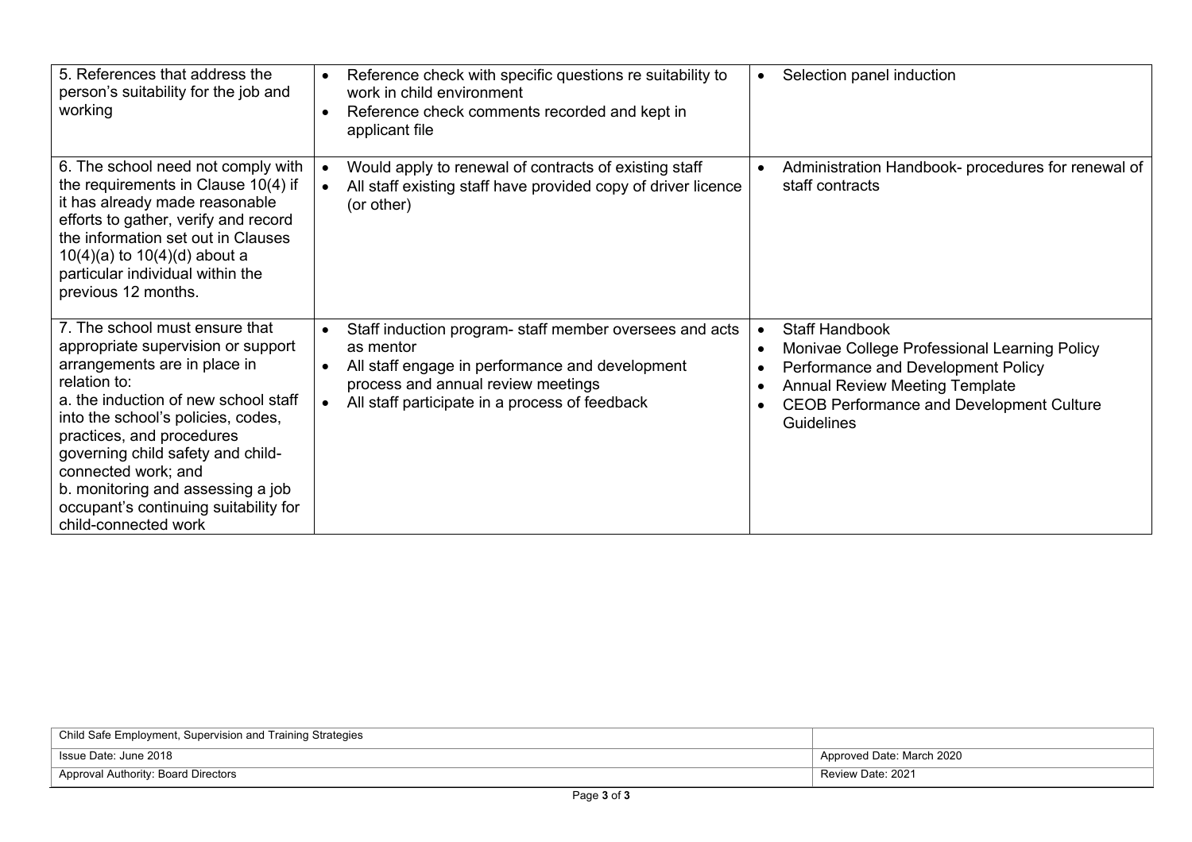| | | |
|---|---|---|
| 5. References that address the person's suitability for the job and working | • Reference check with specific questions re suitability to work in child environment<br>• Reference check comments recorded and kept in applicant file | • Selection panel induction |
| 6. The school need not comply with the requirements in Clause 10(4) if it has already made reasonable efforts to gather, verify and record the information set out in Clauses 10(4)(a) to 10(4)(d) about a particular individual within the previous 12 months. | • Would apply to renewal of contracts of existing staff<br>• All staff existing staff have provided copy of driver licence (or other) | • Administration Handbook- procedures for renewal of staff contracts |
| 7. The school must ensure that appropriate supervision or support arrangements are in place in relation to:<br>a. the induction of new school staff into the school's policies, codes, practices, and procedures governing child safety and child-connected work; and<br>b. monitoring and assessing a job occupant's continuing suitability for child-connected work | • Staff induction program- staff member oversees and acts as mentor<br>• All staff engage in performance and development process and annual review meetings<br>• All staff participate in a process of feedback | • Staff Handbook<br>• Monivae College Professional Learning Policy<br>• Performance and Development Policy<br>• Annual Review Meeting Template<br>• CEOB Performance and Development Culture Guidelines |